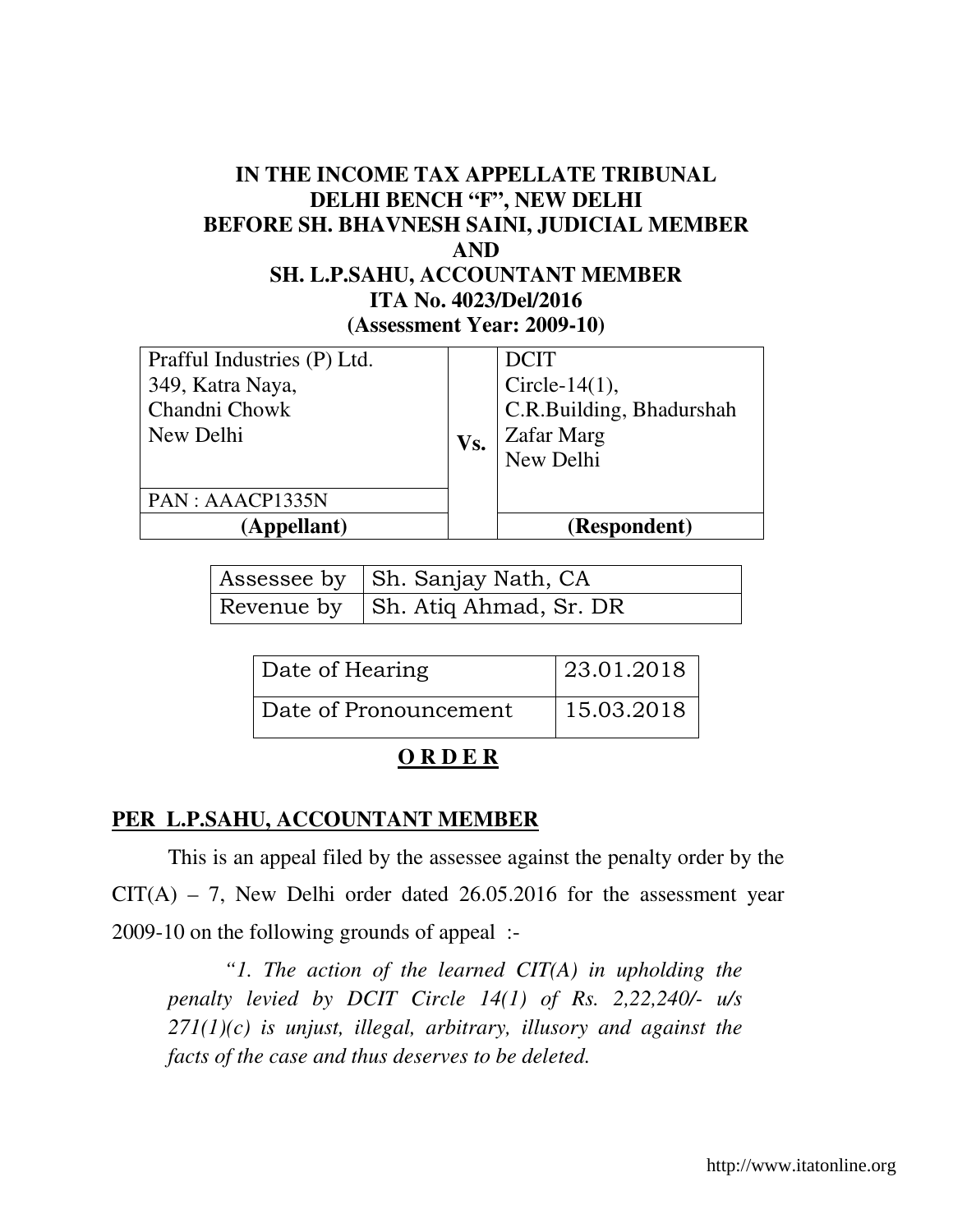**IN THE INCOME TAX APPELLATE TRIBUNAL**
**DELHI BENCH "F", NEW DELHI**
**BEFORE SH. BHAVNESH SAINI, JUDICIAL MEMBER**
**AND**
**SH. L.P.SAHU, ACCOUNTANT MEMBER**
**ITA No. 4023/Del/2016**
**(Assessment Year: 2009-10)**

| Prafful Industries (P) Ltd.<br>349, Katra Naya,<br>Chandni Chowk<br>New Delhi | Vs. | DCIT<br>Circle-14(1),<br>C.R.Building, Bhadurshah<br>Zafar Marg<br>New Delhi |
|---|---|---|
| PAN : AAACP1335N | | |
| **(Appellant)** | | **(Respondent)** |

| Assessee by | Sh. Sanjay Nath, CA |
|---|---|
| Revenue by | Sh. Atiq Ahmad, Sr. DR |

| Date of Hearing | 23.01.2018 |
|---|---|
| Date of Pronouncement | 15.03.2018 |

**O R D E R**

**PER L.P.SAHU, ACCOUNTANT MEMBER**

This is an appeal filed by the assessee against the penalty order by the CIT(A) – 7, New Delhi order dated 26.05.2016 for the assessment year 2009-10 on the following grounds of appeal :-

> *"1. The action of the learned CIT(A) in upholding the penalty levied by DCIT Circle 14(1) of Rs. 2,22,240/- u/s 271(1)(c) is unjust, illegal, arbitrary, illusory and against the facts of the case and thus deserves to be deleted.*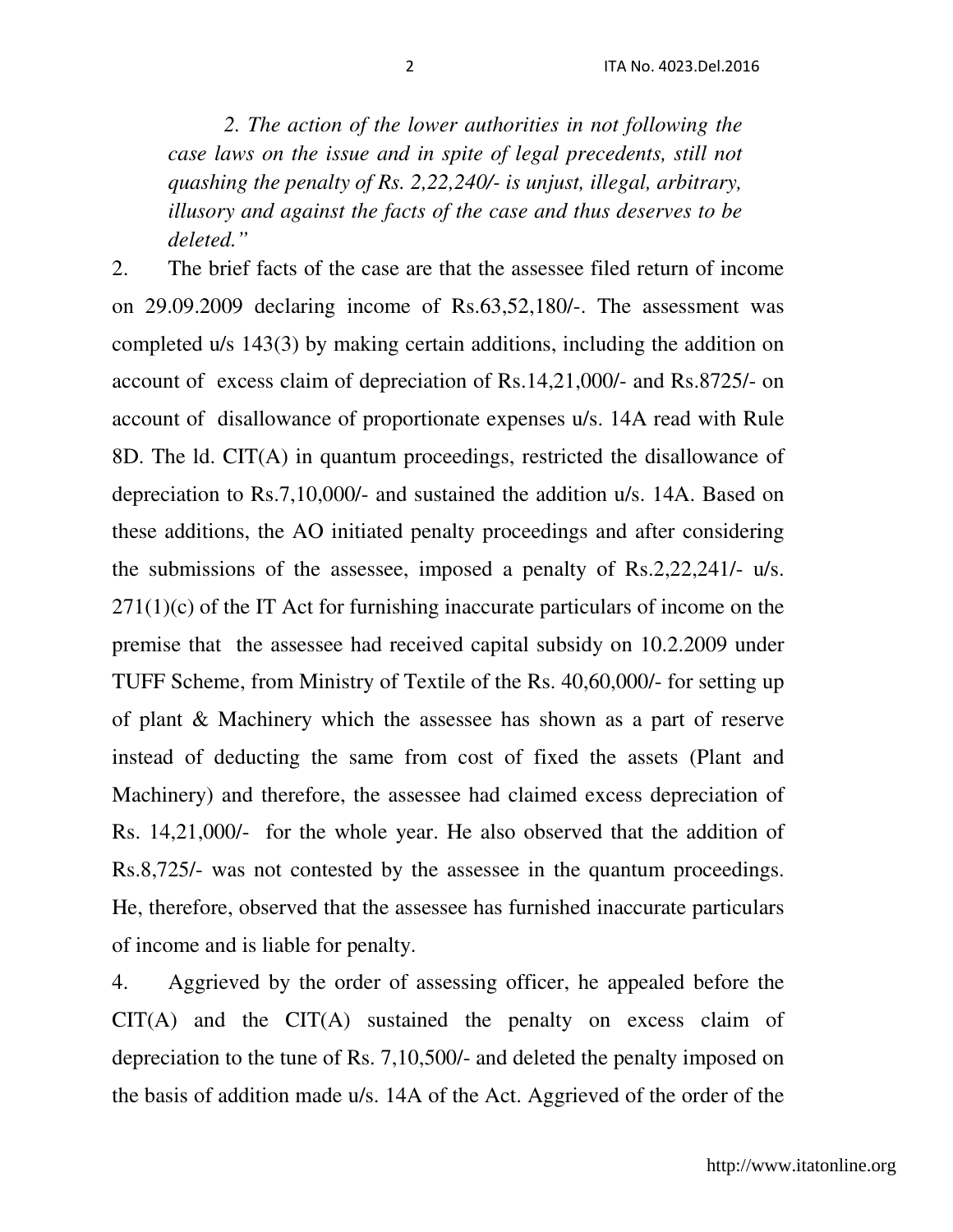*2. The action of the lower authorities in not following the case laws on the issue and in spite of legal precedents, still not quashing the penalty of Rs. 2,22,240/- is unjust, illegal, arbitrary, illusory and against the facts of the case and thus deserves to be deleted."*

2. The brief facts of the case are that the assessee filed return of income on 29.09.2009 declaring income of Rs.63,52,180/-. The assessment was completed u/s 143(3) by making certain additions, including the addition on account of excess claim of depreciation of Rs.14,21,000/- and Rs.8725/- on account of disallowance of proportionate expenses u/s. 14A read with Rule 8D. The ld. CIT(A) in quantum proceedings, restricted the disallowance of depreciation to Rs.7,10,000/- and sustained the addition u/s. 14A. Based on these additions, the AO initiated penalty proceedings and after considering the submissions of the assessee, imposed a penalty of Rs.2,22,241/- u/s. 271(1)(c) of the IT Act for furnishing inaccurate particulars of income on the premise that the assessee had received capital subsidy on 10.2.2009 under TUFF Scheme, from Ministry of Textile of the Rs. 40,60,000/- for setting up of plant & Machinery which the assessee has shown as a part of reserve instead of deducting the same from cost of fixed the assets (Plant and Machinery) and therefore, the assessee had claimed excess depreciation of Rs. 14,21,000/- for the whole year. He also observed that the addition of Rs.8,725/- was not contested by the assessee in the quantum proceedings. He, therefore, observed that the assessee has furnished inaccurate particulars of income and is liable for penalty.

4. Aggrieved by the order of assessing officer, he appealed before the CIT(A) and the CIT(A) sustained the penalty on excess claim of depreciation to the tune of Rs. 7,10,500/- and deleted the penalty imposed on the basis of addition made u/s. 14A of the Act. Aggrieved of the order of the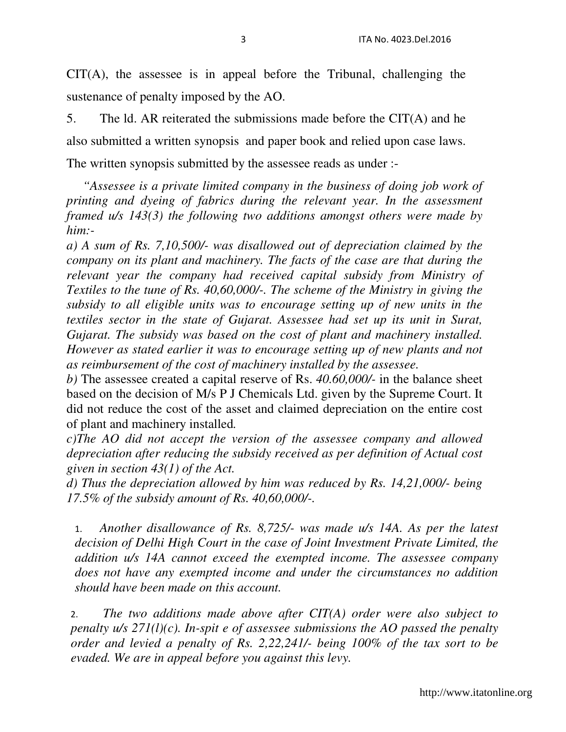CIT(A), the assessee is in appeal before the Tribunal, challenging the sustenance of penalty imposed by the AO.

5. The ld. AR reiterated the submissions made before the CIT(A) and he also submitted a written synopsis and paper book and relied upon case laws. The written synopsis submitted by the assessee reads as under :-

*"Assessee is a private limited company in the business of doing job work of printing and dyeing of fabrics during the relevant year. In the assessment framed u/s 143(3) the following two additions amongst others were made by him:-*

*a) A sum of Rs. 7,10,500/- was disallowed out of depreciation claimed by the company on its plant and machinery. The facts of the case are that during the relevant year the company had received capital subsidy from Ministry of Textiles to the tune of Rs. 40,60,000/-. The scheme of the Ministry in giving the subsidy to all eligible units was to encourage setting up of new units in the textiles sector in the state of Gujarat. Assessee had set up its unit in Surat, Gujarat. The subsidy was based on the cost of plant and machinery installed. However as stated earlier it was to encourage setting up of new plants and not as reimbursement of the cost of machinery installed by the assessee.*

*b)* The assessee created a capital reserve of Rs. *40.60,000/-* in the balance sheet based on the decision of M/s P J Chemicals Ltd. given by the Supreme Court. It did not reduce the cost of the asset and claimed depreciation on the entire cost of plant and machinery installed.

*c)The AO did not accept the version of the assessee company and allowed depreciation after reducing the subsidy received as per definition of Actual cost given in section 43(1) of the Act.*

*d) Thus the depreciation allowed by him was reduced by Rs. 14,21,000/- being 17.5% of the subsidy amount of Rs. 40,60,000/-.*

1. *Another disallowance of Rs. 8,725/- was made u/s 14A. As per the latest decision of Delhi High Court in the case of Joint Investment Private Limited, the addition u/s 14A cannot exceed the exempted income. The assessee company does not have any exempted income and under the circumstances no addition should have been made on this account.*

2. *The two additions made above after CIT(A) order were also subject to penalty u/s 271(l)(c). In-spit e of assessee submissions the AO passed the penalty order and levied a penalty of Rs. 2,22,241/- being 100% of the tax sort to be evaded. We are in appeal before you against this levy.*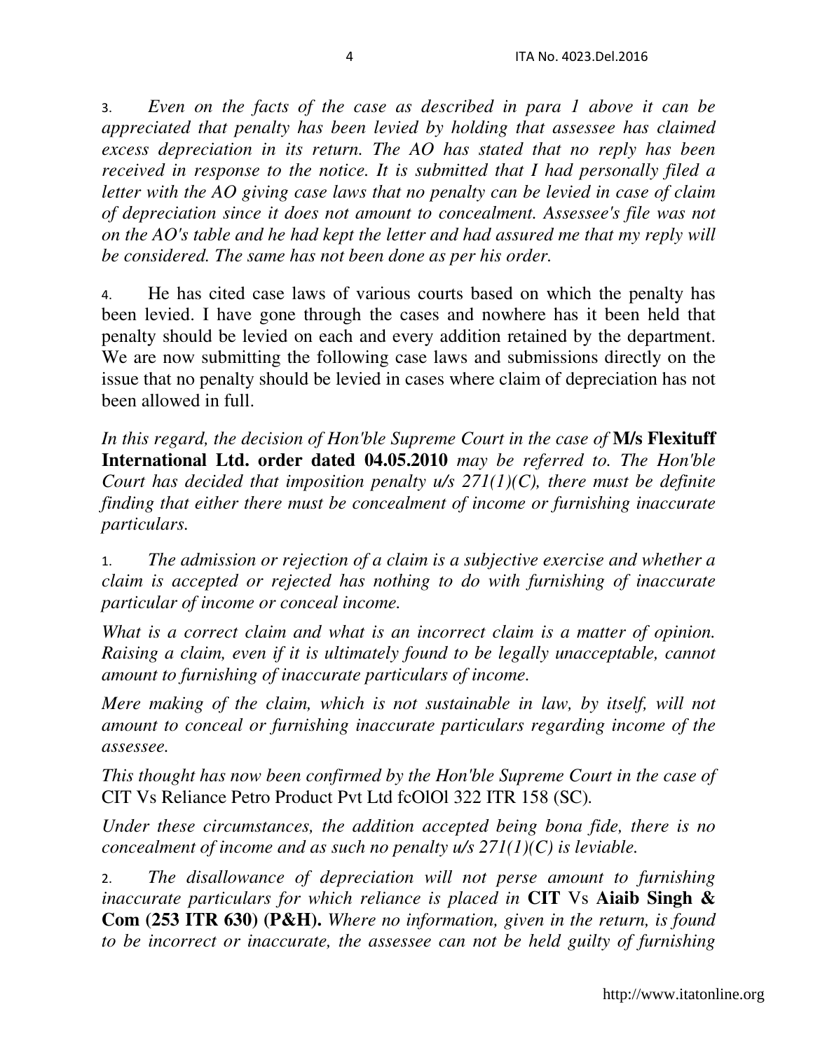3. *Even on the facts of the case as described in para 1 above it can be appreciated that penalty has been levied by holding that assessee has claimed excess depreciation in its return. The AO has stated that no reply has been received in response to the notice. It is submitted that I had personally filed a letter with the AO giving case laws that no penalty can be levied in case of claim of depreciation since it does not amount to concealment. Assessee's file was not on the AO's table and he had kept the letter and had assured me that my reply will be considered. The same has not been done as per his order.*

4. He has cited case laws of various courts based on which the penalty has been levied. I have gone through the cases and nowhere has it been held that penalty should be levied on each and every addition retained by the department. We are now submitting the following case laws and submissions directly on the issue that no penalty should be levied in cases where claim of depreciation has not been allowed in full.

*In this regard, the decision of Hon'ble Supreme Court in the case of* **M/s Flexituff International Ltd. order dated 04.05.2010** *may be referred to. The Hon'ble Court has decided that imposition penalty u/s 271(1)(C), there must be definite finding that either there must be concealment of income or furnishing inaccurate particulars.*

1. *The admission or rejection of a claim is a subjective exercise and whether a claim is accepted or rejected has nothing to do with furnishing of inaccurate particular of income or conceal income.*

*What is a correct claim and what is an incorrect claim is a matter of opinion. Raising a claim, even if it is ultimately found to be legally unacceptable, cannot amount to furnishing of inaccurate particulars of income.*

*Mere making of the claim, which is not sustainable in law, by itself, will not amount to conceal or furnishing inaccurate particulars regarding income of the assessee.*

*This thought has now been confirmed by the Hon'ble Supreme Court in the case of* CIT Vs Reliance Petro Product Pvt Ltd fcOlOl 322 ITR 158 (SC).

*Under these circumstances, the addition accepted being bona fide, there is no concealment of income and as such no penalty u/s 271(1)(C) is leviable.*

2. *The disallowance of depreciation will not perse amount to furnishing inaccurate particulars for which reliance is placed in* **CIT** Vs **Aiaib Singh & Com (253 ITR 630) (P&H).** *Where no information, given in the return, is found to be incorrect or inaccurate, the assessee can not be held guilty of furnishing*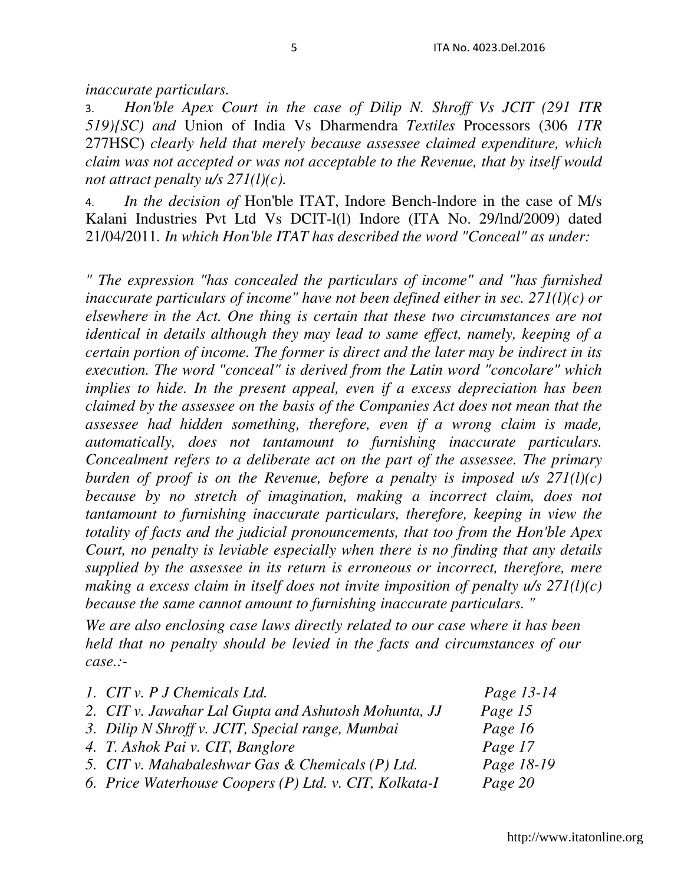*inaccurate particulars.*

3. *Hon'ble Apex Court in the case of Dilip N. Shroff Vs JCIT (291 ITR 519){SC) and* Union of India Vs Dharmendra *Textiles* Processors (306 *1TR* 277HSC) *clearly held that merely because assessee claimed expenditure, which claim was not accepted or was not acceptable to the Revenue, that by itself would not attract penalty u/s 271(l)(c).*

4. *In the decision of* Hon'ble ITAT, Indore Bench-lndore in the case of M/s Kalani Industries Pvt Ltd Vs DCIT-l(l) Indore (ITA No. 29/lnd/2009) dated 21/04/2011. *In which Hon'ble ITAT has described the word "Conceal" as under:*

*" The expression "has concealed the particulars of income" and "has furnished inaccurate particulars of income" have not been defined either in sec. 271(l)(c) or elsewhere in the Act. One thing is certain that these two circumstances are not identical in details although they may lead to same effect, namely, keeping of a certain portion of income. The former is direct and the later may be indirect in its execution. The word "conceal" is derived from the Latin word "concolare" which implies to hide. In the present appeal, even if a excess depreciation has been claimed by the assessee on the basis of the Companies Act does not mean that the assessee had hidden something, therefore, even if a wrong claim is made, automatically, does not tantamount to furnishing inaccurate particulars. Concealment refers to a deliberate act on the part of the assessee. The primary burden of proof is on the Revenue, before a penalty is imposed u/s 271(l)(c) because by no stretch of imagination, making a incorrect claim, does not tantamount to furnishing inaccurate particulars, therefore, keeping in view the totality of facts and the judicial pronouncements, that too from the Hon'ble Apex Court, no penalty is leviable especially when there is no finding that any details supplied by the assessee in its return is erroneous or incorrect, therefore, mere making a excess claim in itself does not invite imposition of penalty u/s 271(l)(c) because the same cannot amount to furnishing inaccurate particulars. "*

*We are also enclosing case laws directly related to our case where it has been held that no penalty should be levied in the facts and circumstances of our case.:-*

| | |
|---|---|
| *1. CIT v. P J Chemicals Ltd.* | *Page 13-14* |
| *2. CIT v. Jawahar Lal Gupta and Ashutosh Mohunta, JJ* | *Page 15* |
| *3. Dilip N Shroff v. JCIT, Special range, Mumbai* | *Page 16* |
| *4. T. Ashok Pai v. CIT, Banglore* | *Page 17* |
| *5. CIT v. Mahabaleshwar Gas & Chemicals (P) Ltd.* | *Page 18-19* |
| *6. Price Waterhouse Coopers (P) Ltd. v. CIT, Kolkata-I* | *Page 20* |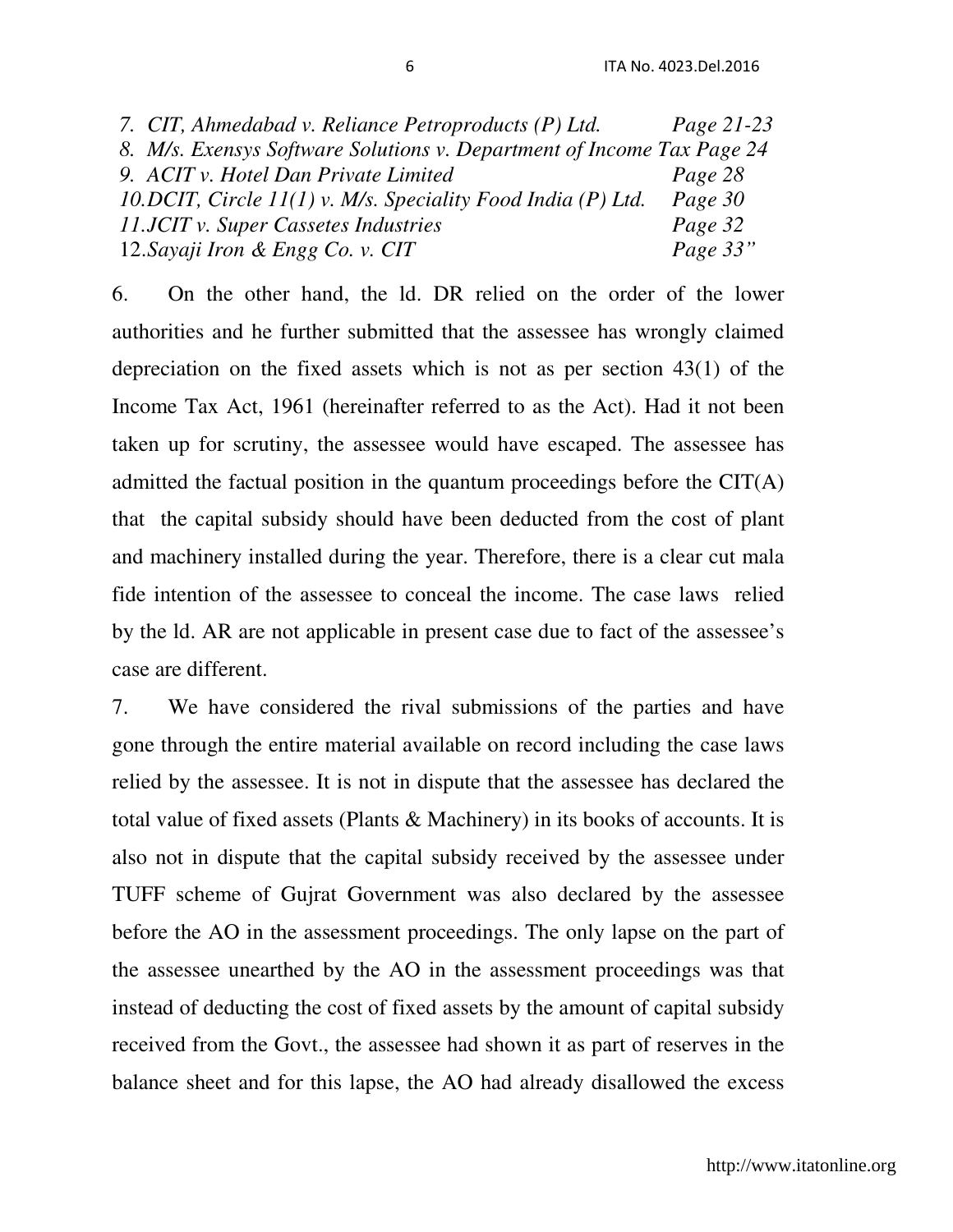*7. CIT, Ahmedabad v. Reliance Petroproducts (P) Ltd. Page 21-23*
*8. M/s. Exensys Software Solutions v. Department of Income Tax Page 24*
*9. ACIT v. Hotel Dan Private Limited Page 28*
*10.DCIT, Circle 11(1) v. M/s. Speciality Food India (P) Ltd. Page 30*
*11.JCIT v. Super Cassetes Industries Page 32*
12.*Sayaji Iron & Engg Co. v. CIT Page 33"*

6. On the other hand, the ld. DR relied on the order of the lower authorities and he further submitted that the assessee has wrongly claimed depreciation on the fixed assets which is not as per section 43(1) of the Income Tax Act, 1961 (hereinafter referred to as the Act). Had it not been taken up for scrutiny, the assessee would have escaped. The assessee has admitted the factual position in the quantum proceedings before the CIT(A) that the capital subsidy should have been deducted from the cost of plant and machinery installed during the year. Therefore, there is a clear cut mala fide intention of the assessee to conceal the income. The case laws relied by the ld. AR are not applicable in present case due to fact of the assessee's case are different.

7. We have considered the rival submissions of the parties and have gone through the entire material available on record including the case laws relied by the assessee. It is not in dispute that the assessee has declared the total value of fixed assets (Plants & Machinery) in its books of accounts. It is also not in dispute that the capital subsidy received by the assessee under TUFF scheme of Gujrat Government was also declared by the assessee before the AO in the assessment proceedings. The only lapse on the part of the assessee unearthed by the AO in the assessment proceedings was that instead of deducting the cost of fixed assets by the amount of capital subsidy received from the Govt., the assessee had shown it as part of reserves in the balance sheet and for this lapse, the AO had already disallowed the excess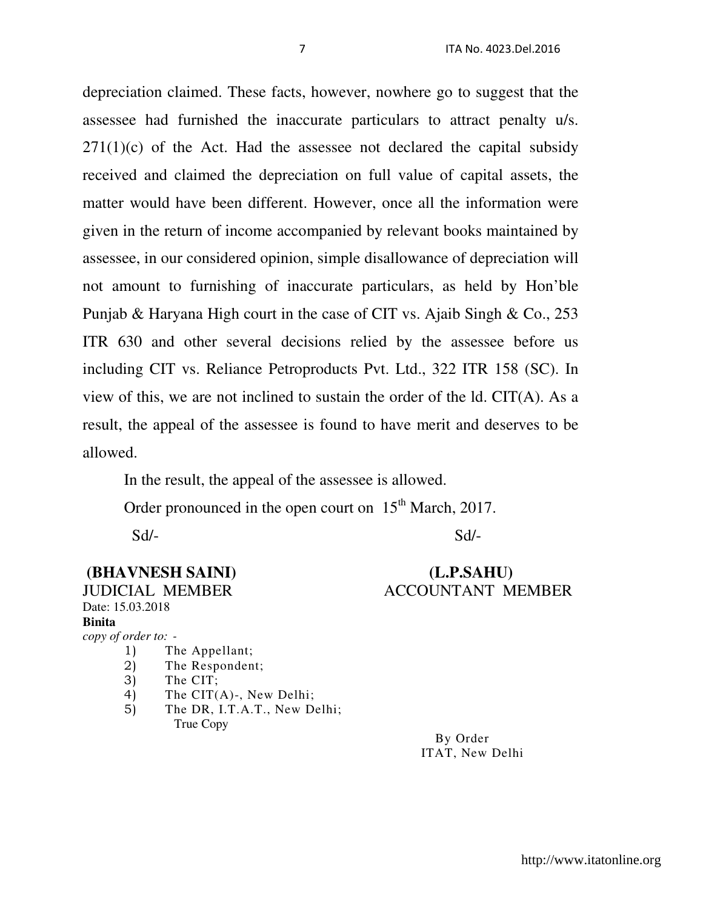depreciation claimed. These facts, however, nowhere go to suggest that the assessee had furnished the inaccurate particulars to attract penalty u/s. 271(1)(c) of the Act. Had the assessee not declared the capital subsidy received and claimed the depreciation on full value of capital assets, the matter would have been different. However, once all the information were given in the return of income accompanied by relevant books maintained by assessee, in our considered opinion, simple disallowance of depreciation will not amount to furnishing of inaccurate particulars, as held by Hon'ble Punjab & Haryana High court in the case of CIT vs. Ajaib Singh & Co., 253 ITR 630 and other several decisions relied by the assessee before us including CIT vs. Reliance Petroproducts Pvt. Ltd., 322 ITR 158 (SC). In view of this, we are not inclined to sustain the order of the ld. CIT(A). As a result, the appeal of the assessee is found to have merit and deserves to be allowed.

In the result, the appeal of the assessee is allowed.

Order pronounced in the open court on 15th March, 2017.

Sd/- Sd/-

**(BHAVNESH SAINI)** **(L.P.SAHU)**
JUDICIAL MEMBER ACCOUNTANT MEMBER

Date: 15.03.2018

**Binita**

*copy of order to: -*

1) The Appellant;
2) The Respondent;
3) The CIT;
4) The CIT(A)-, New Delhi;
5) The DR, I.T.A.T., New Delhi;

True Copy

By Order
ITAT, New Delhi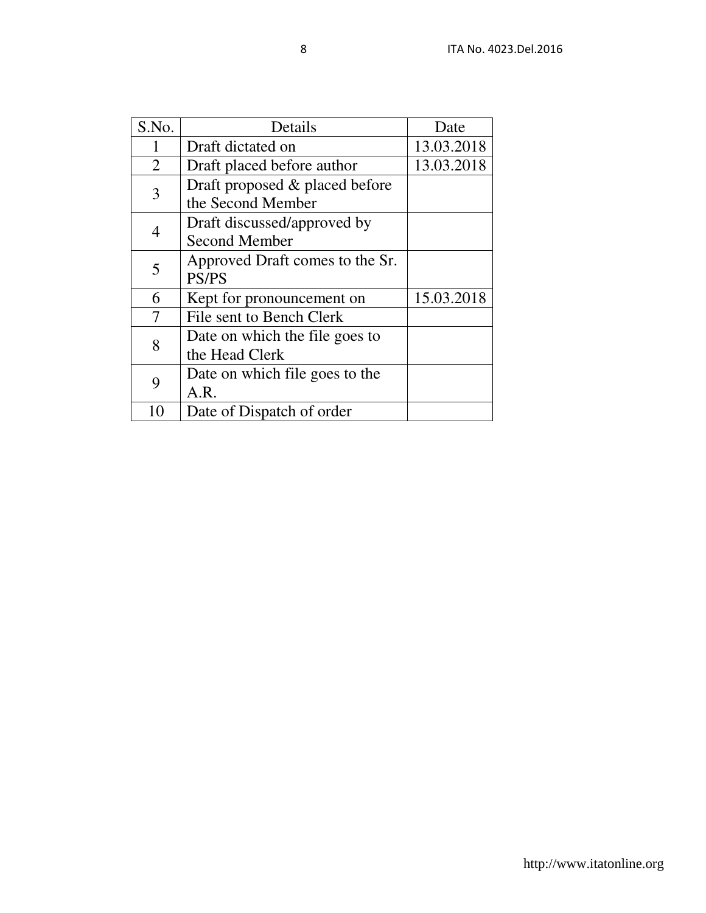| S.No. | Details | Date |
| --- | --- | --- |
| 1 | Draft dictated on | 13.03.2018 |
| 2 | Draft placed before author | 13.03.2018 |
| 3 | Draft proposed & placed before the Second Member | |
| 4 | Draft discussed/approved by Second Member | |
| 5 | Approved Draft comes to the Sr. PS/PS | |
| 6 | Kept for pronouncement on | 15.03.2018 |
| 7 | File sent to Bench Clerk | |
| 8 | Date on which the file goes to the Head Clerk | |
| 9 | Date on which file goes to the A.R. | |
| 10 | Date of Dispatch of order | |